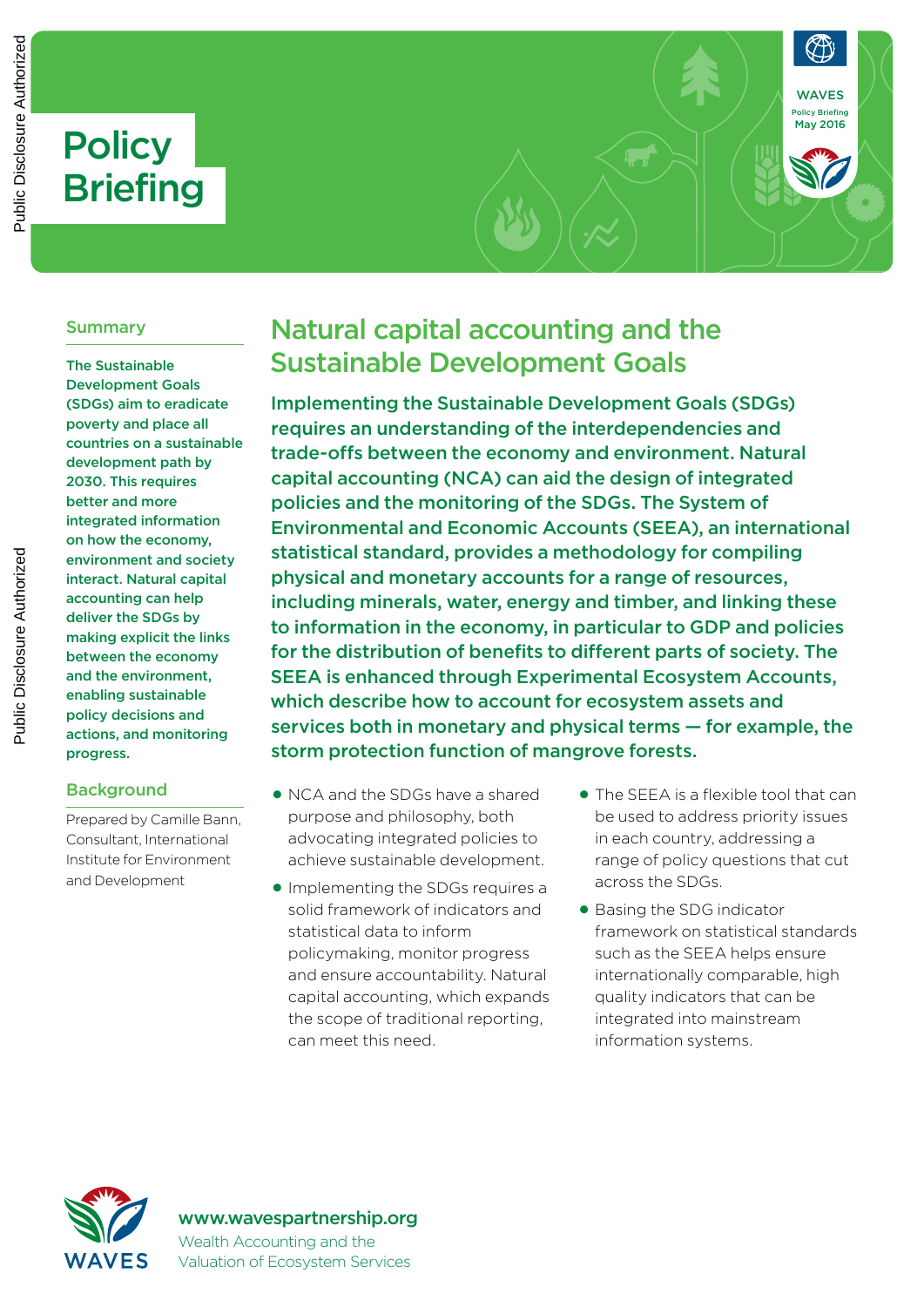# Policy Briefing

WAVES
Policy Briefing
May 2016

## Natural capital accounting and the Sustainable Development Goals

### Summary

**The Sustainable Development Goals (SDGs) aim to eradicate poverty and place all countries on a sustainable development path by 2030. This requires better and more integrated information on how the economy, environment and society interact. Natural capital accounting can help deliver the SDGs by making explicit the links between the economy and the environment, enabling sustainable policy decisions and actions, and monitoring progress.**

### Background

Prepared by Camille Bann, Consultant, International Institute for Environment and Development

**Implementing the Sustainable Development Goals (SDGs) requires an understanding of the interdependencies and trade-offs between the economy and environment. Natural capital accounting (NCA) can aid the design of integrated policies and the monitoring of the SDGs. The System of Environmental and Economic Accounts (SEEA), an international statistical standard, provides a methodology for compiling physical and monetary accounts for a range of resources, including minerals, water, energy and timber, and linking these to information in the economy, in particular to GDP and policies for the distribution of benefits to different parts of society. The SEEA is enhanced through Experimental Ecosystem Accounts, which describe how to account for ecosystem assets and services both in monetary and physical terms — for example, the storm protection function of mangrove forests.**

- NCA and the SDGs have a shared purpose and philosophy, both advocating integrated policies to achieve sustainable development.
- Implementing the SDGs requires a solid framework of indicators and statistical data to inform policymaking, monitor progress and ensure accountability. Natural capital accounting, which expands the scope of traditional reporting, can meet this need.
- The SEEA is a flexible tool that can be used to address priority issues in each country, addressing a range of policy questions that cut across the SDGs.
- Basing the SDG indicator framework on statistical standards such as the SEEA helps ensure internationally comparable, high quality indicators that can be integrated into mainstream information systems.

WAVES

www.wavespartnership.org
Wealth Accounting and the Valuation of Ecosystem Services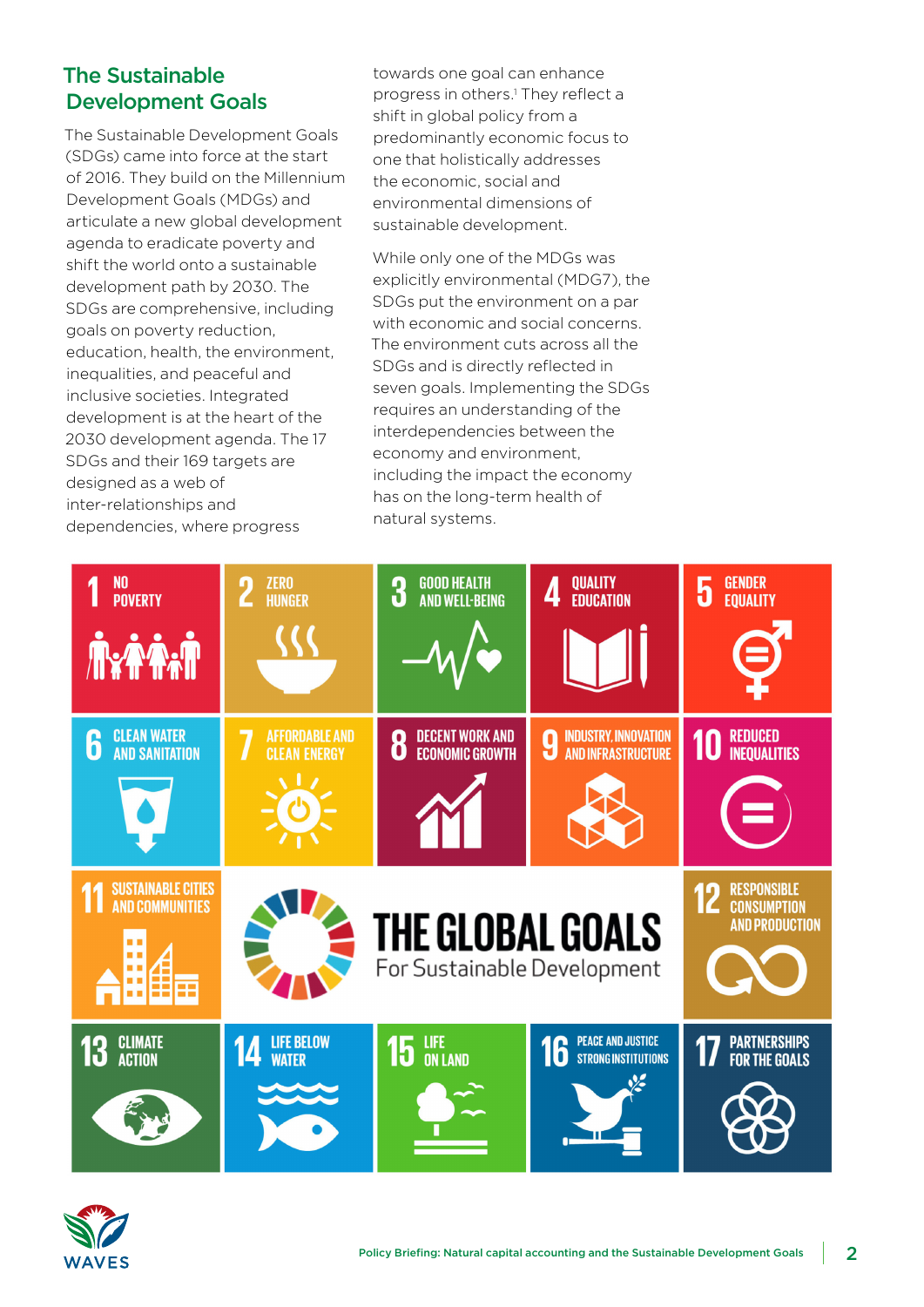## The Sustainable Development Goals

The Sustainable Development Goals (SDGs) came into force at the start of 2016. They build on the Millennium Development Goals (MDGs) and articulate a new global development agenda to eradicate poverty and shift the world onto a sustainable development path by 2030. The SDGs are comprehensive, including goals on poverty reduction, education, health, the environment, inequalities, and peaceful and inclusive societies. Integrated development is at the heart of the 2030 development agenda. The 17 SDGs and their 169 targets are designed as a web of inter-relationships and dependencies, where progress towards one goal can enhance progress in others.[1] They reflect a shift in global policy from a predominantly economic focus to one that holistically addresses the economic, social and environmental dimensions of sustainable development.

While only one of the MDGs was explicitly environmental (MDG7), the SDGs put the environment on a par with economic and social concerns. The environment cuts across all the SDGs and is directly reflected in seven goals. Implementing the SDGs requires an understanding of the interdependencies between the economy and environment, including the impact the economy has on the long-term health of natural systems.

**THE GLOBAL GOALS**
For Sustainable Development

1. No Poverty
2. Zero Hunger
3. Good Health and Well-Being
4. Quality Education
5. Gender Equality
6. Clean Water and Sanitation
7. Affordable and Clean Energy
8. Decent Work and Economic Growth
9. Industry, Innovation and Infrastructure
10. Reduced Inequalities
11. Sustainable Cities and Communities
12. Responsible Consumption and Production
13. Climate Action
14. Life Below Water
15. Life on Land
16. Peace and Justice Strong Institutions
17. Partnerships for the Goals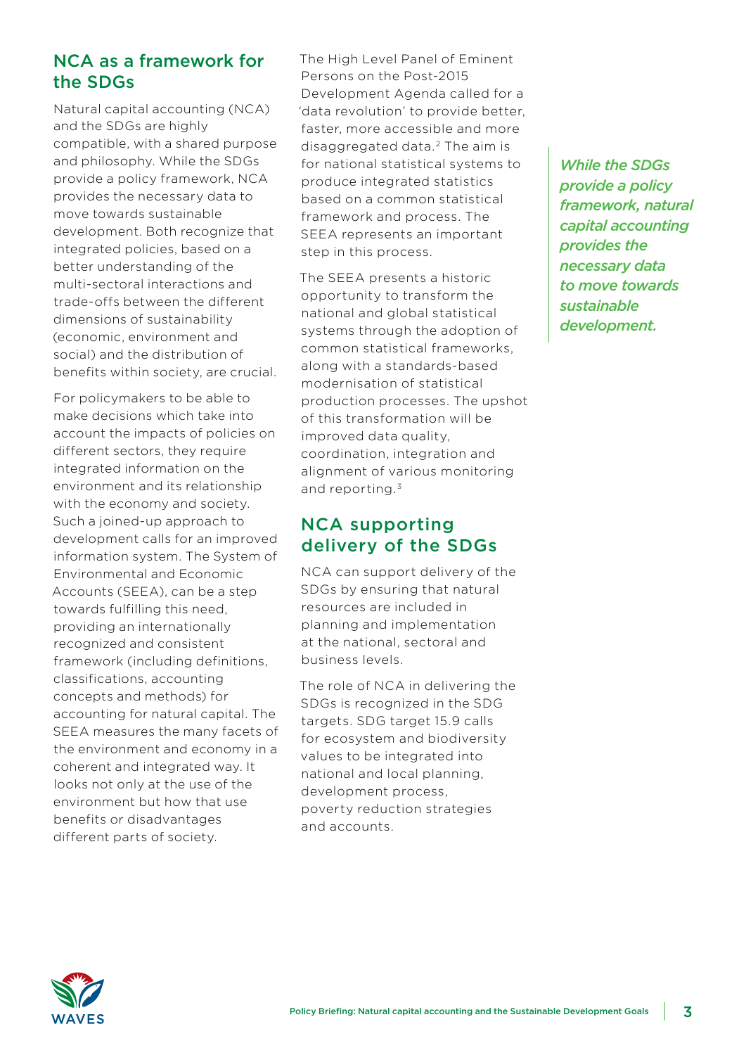## NCA as a framework for the SDGs

Natural capital accounting (NCA) and the SDGs are highly compatible, with a shared purpose and philosophy. While the SDGs provide a policy framework, NCA provides the necessary data to move towards sustainable development. Both recognize that integrated policies, based on a better understanding of the multi-sectoral interactions and trade-offs between the different dimensions of sustainability (economic, environment and social) and the distribution of benefits within society, are crucial.

For policymakers to be able to make decisions which take into account the impacts of policies on different sectors, they require integrated information on the environment and its relationship with the economy and society. Such a joined-up approach to development calls for an improved information system. The System of Environmental and Economic Accounts (SEEA), can be a step towards fulfilling this need, providing an internationally recognized and consistent framework (including definitions, classifications, accounting concepts and methods) for accounting for natural capital. The SEEA measures the many facets of the environment and economy in a coherent and integrated way. It looks not only at the use of the environment but how that use benefits or disadvantages different parts of society.

The High Level Panel of Eminent Persons on the Post-2015 Development Agenda called for a 'data revolution' to provide better, faster, more accessible and more disaggregated data.[2] The aim is for national statistical systems to produce integrated statistics based on a common statistical framework and process. The SEEA represents an important step in this process.

The SEEA presents a historic opportunity to transform the national and global statistical systems through the adoption of common statistical frameworks, along with a standards-based modernisation of statistical production processes. The upshot of this transformation will be improved data quality, coordination, integration and alignment of various monitoring and reporting.[3]

## NCA supporting delivery of the SDGs

NCA can support delivery of the SDGs by ensuring that natural resources are included in planning and implementation at the national, sectoral and business levels.

The role of NCA in delivering the SDGs is recognized in the SDG targets. SDG target 15.9 calls for ecosystem and biodiversity values to be integrated into national and local planning, development process, poverty reduction strategies and accounts.

> ***While the SDGs provide a policy framework, natural capital accounting provides the necessary data to move towards sustainable development.***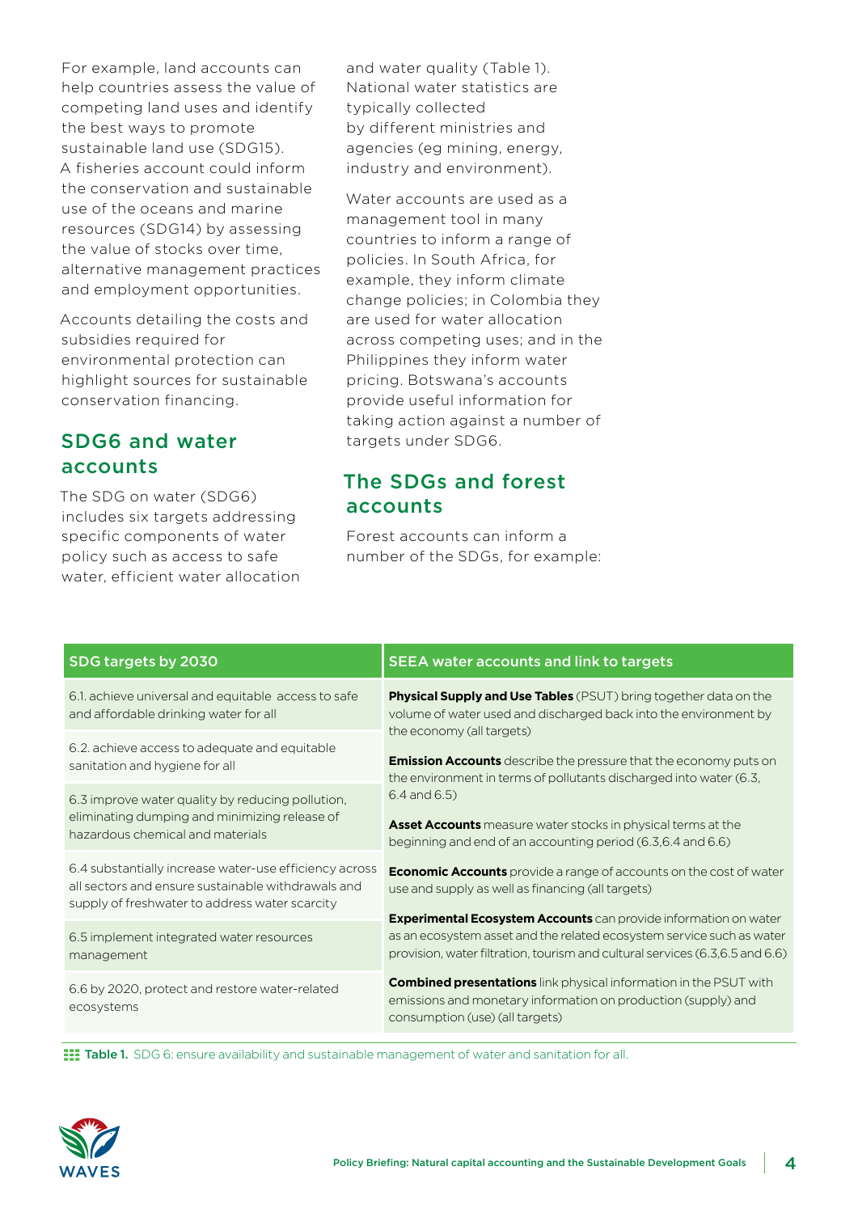For example, land accounts can help countries assess the value of competing land uses and identify the best ways to promote sustainable land use (SDG15). A fisheries account could inform the conservation and sustainable use of the oceans and marine resources (SDG14) by assessing the value of stocks over time, alternative management practices and employment opportunities.

Accounts detailing the costs and subsidies required for environmental protection can highlight sources for sustainable conservation financing.

## SDG6 and water accounts

The SDG on water (SDG6) includes six targets addressing specific components of water policy such as access to safe water, efficient water allocation and water quality (Table 1). National water statistics are typically collected by different ministries and agencies (eg mining, energy, industry and environment).

Water accounts are used as a management tool in many countries to inform a range of policies. In South Africa, for example, they inform climate change policies; in Colombia they are used for water allocation across competing uses; and in the Philippines they inform water pricing. Botswana's accounts provide useful information for taking action against a number of targets under SDG6.

## The SDGs and forest accounts

Forest accounts can inform a number of the SDGs, for example:

| SDG targets by 2030 | SEEA water accounts and link to targets |
|---|---|
| 6.1. achieve universal and equitable access to safe and affordable drinking water for all<br><br>6.2. achieve access to adequate and equitable sanitation and hygiene for all<br><br>6.3 improve water quality by reducing pollution, eliminating dumping and minimizing release of hazardous chemical and materials<br><br>6.4 substantially increase water-use efficiency across all sectors and ensure sustainable withdrawals and supply of freshwater to address water scarcity<br><br>6.5 implement integrated water resources management<br><br>6.6 by 2020, protect and restore water-related ecosystems | **Physical Supply and Use Tables** (PSUT) bring together data on the volume of water used and discharged back into the environment by the economy (all targets)<br><br>**Emission Accounts** describe the pressure that the economy puts on the environment in terms of pollutants discharged into water (6.3, 6.4 and 6.5)<br><br>**Asset Accounts** measure water stocks in physical terms at the beginning and end of an accounting period (6.3,6.4 and 6.6)<br><br>**Economic Accounts** provide a range of accounts on the cost of water use and supply as well as financing (all targets)<br><br>**Experimental Ecosystem Accounts** can provide information on water as an ecosystem asset and the related ecosystem service such as water provision, water filtration, tourism and cultural services (6.3,6.5 and 6.6)<br><br>**Combined presentations** link physical information in the PSUT with emissions and monetary information on production (supply) and consumption (use) (all targets) |

**Table 1.** SDG 6: ensure availability and sustainable management of water and sanitation for all.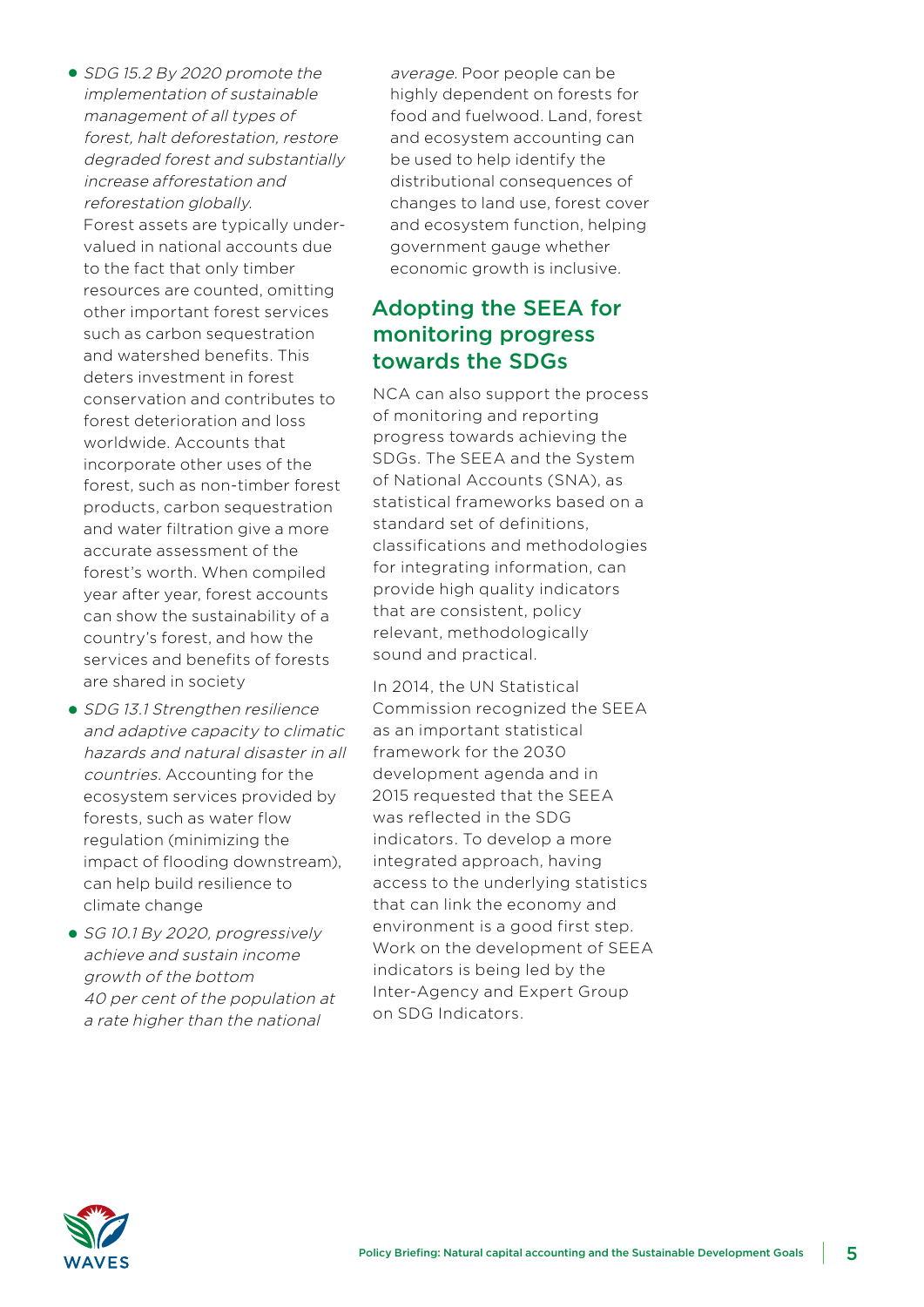- *SDG 15.2 By 2020 promote the implementation of sustainable management of all types of forest, halt deforestation, restore degraded forest and substantially increase afforestation and reforestation globally.* Forest assets are typically under-valued in national accounts due to the fact that only timber resources are counted, omitting other important forest services such as carbon sequestration and watershed benefits. This deters investment in forest conservation and contributes to forest deterioration and loss worldwide. Accounts that incorporate other uses of the forest, such as non-timber forest products, carbon sequestration and water filtration give a more accurate assessment of the forest's worth. When compiled year after year, forest accounts can show the sustainability of a country's forest, and how the services and benefits of forests are shared in society
- *SDG 13.1 Strengthen resilience and adaptive capacity to climatic hazards and natural disaster in all countries.* Accounting for the ecosystem services provided by forests, such as water flow regulation (minimizing the impact of flooding downstream), can help build resilience to climate change
- *SG 10.1 By 2020, progressively achieve and sustain income growth of the bottom 40 per cent of the population at a rate higher than the national average.* Poor people can be highly dependent on forests for food and fuelwood. Land, forest and ecosystem accounting can be used to help identify the distributional consequences of changes to land use, forest cover and ecosystem function, helping government gauge whether economic growth is inclusive.

## Adopting the SEEA for monitoring progress towards the SDGs

NCA can also support the process of monitoring and reporting progress towards achieving the SDGs. The SEEA and the System of National Accounts (SNA), as statistical frameworks based on a standard set of definitions, classifications and methodologies for integrating information, can provide high quality indicators that are consistent, policy relevant, methodologically sound and practical.

In 2014, the UN Statistical Commission recognized the SEEA as an important statistical framework for the 2030 development agenda and in 2015 requested that the SEEA was reflected in the SDG indicators. To develop a more integrated approach, having access to the underlying statistics that can link the economy and environment is a good first step. Work on the development of SEEA indicators is being led by the Inter-Agency and Expert Group on SDG Indicators.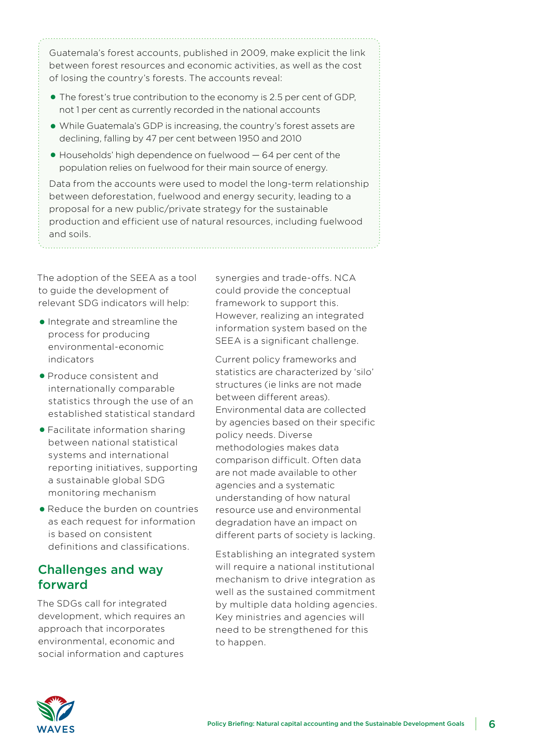Guatemala's forest accounts, published in 2009, make explicit the link between forest resources and economic activities, as well as the cost of losing the country's forests. The accounts reveal:

- The forest's true contribution to the economy is 2.5 per cent of GDP, not 1 per cent as currently recorded in the national accounts
- While Guatemala's GDP is increasing, the country's forest assets are declining, falling by 47 per cent between 1950 and 2010
- Households' high dependence on fuelwood — 64 per cent of the population relies on fuelwood for their main source of energy.

Data from the accounts were used to model the long-term relationship between deforestation, fuelwood and energy security, leading to a proposal for a new public/private strategy for the sustainable production and efficient use of natural resources, including fuelwood and soils.

The adoption of the SEEA as a tool to guide the development of relevant SDG indicators will help:

- Integrate and streamline the process for producing environmental-economic indicators
- Produce consistent and internationally comparable statistics through the use of an established statistical standard
- Facilitate information sharing between national statistical systems and international reporting initiatives, supporting a sustainable global SDG monitoring mechanism
- Reduce the burden on countries as each request for information is based on consistent definitions and classifications.

## Challenges and way forward

The SDGs call for integrated development, which requires an approach that incorporates environmental, economic and social information and captures synergies and trade-offs. NCA could provide the conceptual framework to support this. However, realizing an integrated information system based on the SEEA is a significant challenge.

Current policy frameworks and statistics are characterized by 'silo' structures (ie links are not made between different areas). Environmental data are collected by agencies based on their specific policy needs. Diverse methodologies makes data comparison difficult. Often data are not made available to other agencies and a systematic understanding of how natural resource use and environmental degradation have an impact on different parts of society is lacking.

Establishing an integrated system will require a national institutional mechanism to drive integration as well as the sustained commitment by multiple data holding agencies. Key ministries and agencies will need to be strengthened for this to happen.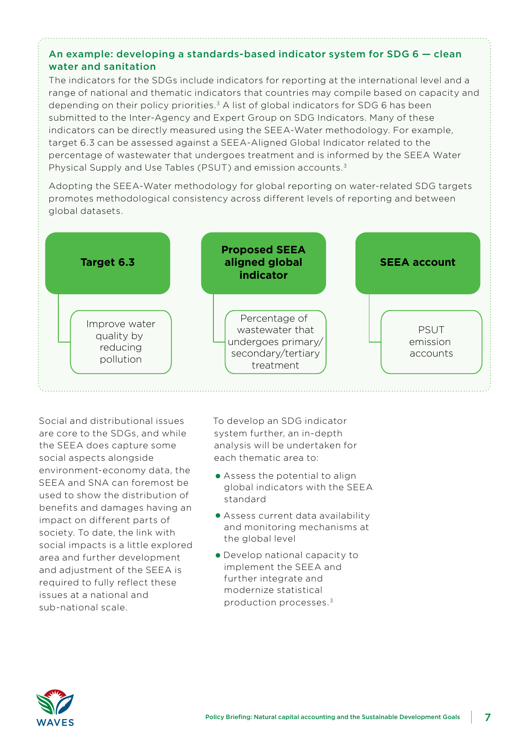### An example: developing a standards-based indicator system for SDG 6 — clean water and sanitation

The indicators for the SDGs include indicators for reporting at the international level and a range of national and thematic indicators that countries may compile based on capacity and depending on their policy priorities.[3] A list of global indicators for SDG 6 has been submitted to the Inter-Agency and Expert Group on SDG Indicators. Many of these indicators can be directly measured using the SEEA-Water methodology. For example, target 6.3 can be assessed against a SEEA-Aligned Global Indicator related to the percentage of wastewater that undergoes treatment and is informed by the SEEA Water Physical Supply and Use Tables (PSUT) and emission accounts.[3]

Adopting the SEEA-Water methodology for global reporting on water-related SDG targets promotes methodological consistency across different levels of reporting and between global datasets.

| Target 6.3 | Proposed SEEA aligned global indicator | SEEA account |
| --- | --- | --- |
| Improve water quality by reducing pollution | Percentage of wastewater that undergoes primary/ secondary/tertiary treatment | PSUT emission accounts |

Social and distributional issues are core to the SDGs, and while the SEEA does capture some social aspects alongside environment-economy data, the SEEA and SNA can foremost be used to show the distribution of benefits and damages having an impact on different parts of society. To date, the link with social impacts is a little explored area and further development and adjustment of the SEEA is required to fully reflect these issues at a national and sub-national scale.

To develop an SDG indicator system further, an in-depth analysis will be undertaken for each thematic area to:

- Assess the potential to align global indicators with the SEEA standard
- Assess current data availability and monitoring mechanisms at the global level
- Develop national capacity to implement the SEEA and further integrate and modernize statistical production processes.[3]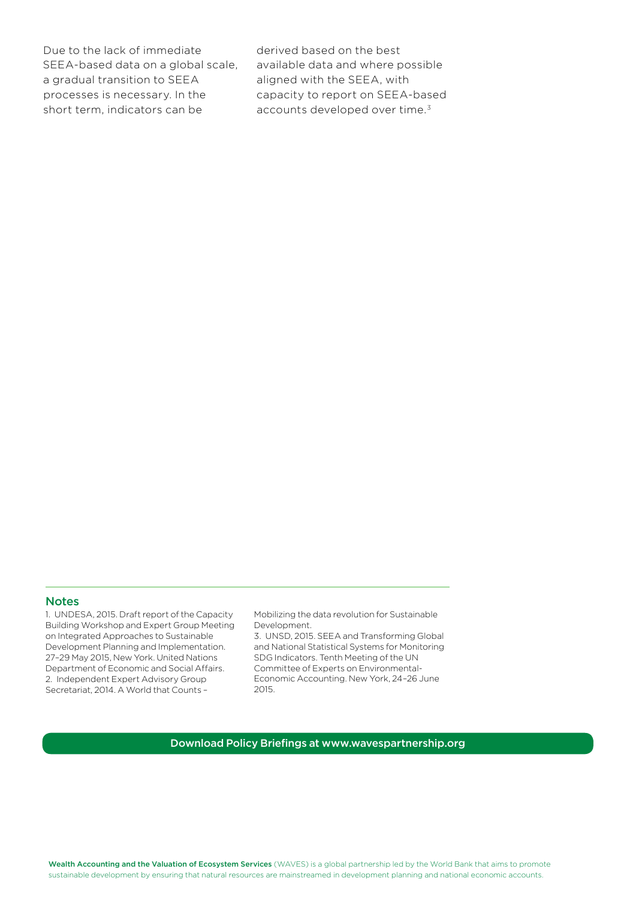Due to the lack of immediate SEEA-based data on a global scale, a gradual transition to SEEA processes is necessary. In the short term, indicators can be derived based on the best available data and where possible aligned with the SEEA, with capacity to report on SEEA-based accounts developed over time.[3]

## Notes

1. UNDESA, 2015. Draft report of the Capacity Building Workshop and Expert Group Meeting on Integrated Approaches to Sustainable Development Planning and Implementation. 27–29 May 2015, New York. United Nations Department of Economic and Social Affairs.
2. Independent Expert Advisory Group Secretariat, 2014. A World that Counts – Mobilizing the data revolution for Sustainable Development.
3. UNSD, 2015. SEEA and Transforming Global and National Statistical Systems for Monitoring SDG Indicators. Tenth Meeting of the UN Committee of Experts on Environmental-Economic Accounting. New York, 24–26 June 2015.

Download Policy Briefings at www.wavespartnership.org

**Wealth Accounting and the Valuation of Ecosystem Services** (WAVES) is a global partnership led by the World Bank that aims to promote sustainable development by ensuring that natural resources are mainstreamed in development planning and national economic accounts.